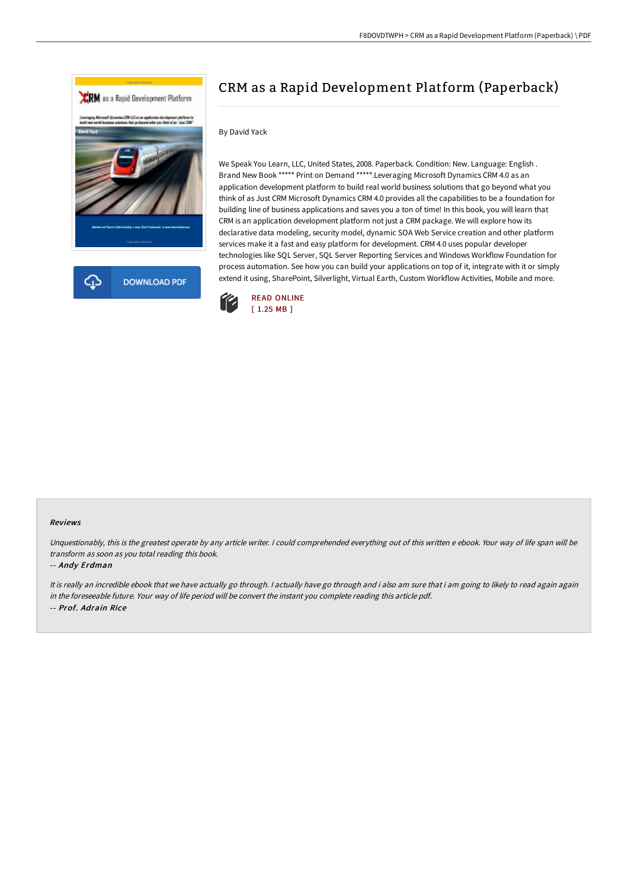# CRM as a Rapid Development Platform (Paperback)

By David Yack

We Speak You Learn, LLC, United States, 2008. Paperback. Condition: New. Language: English . Brand New Book ***** Print on Demand *****.Leveraging Microsoft Dynamics CRM 4.0 as an application development platform to build real world business solutions that go beyond what you think of as Just CRM Microsoft Dynamics CRM 4.0 provides all the capabilities to be a foundation for building line of business applications and saves you a ton of time! In this book, you will learn that CRM is an application development platform not just a CRM package. We will explore how its declarative data modeling, security model, dynamic SOA Web Service creation and other platform services make it a fast and easy platform for development. CRM 4.0 uses popular developer technologies like SQL Server, SQL Server Reporting Services and Windows Workflow Foundation for process automation. See how you can build your applications on top of it, integrate with it or simply extend it using, SharePoint, Silverlight, Virtual Earth, Custom Workflow Activities, Mobile and more.

READ ONLINE
[ 1.25 MB ]

DOWNLOAD PDF

### Reviews

*Unquestionably, this is the greatest operate by any article writer. I could comprehended everything out of this written e ebook. Your way of life span will be transform as soon as you total reading this book.*

*-- Andy Erdman*

*It is really an incredible ebook that we have actually go through. I actually have go through and i also am sure that i am going to likely to read again again in the foreseeable future. Your way of life period will be convert the instant you complete reading this article pdf.*

*-- Prof. Adrain Rice*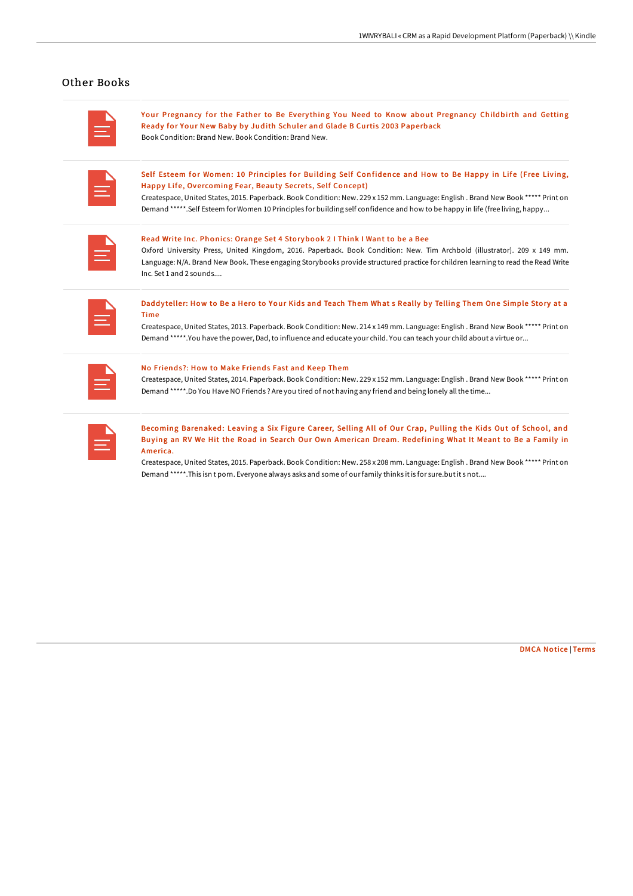## Other Books

**Your Pregnancy for the Father to Be Everything You Need to Know about Pregnancy Childbirth and Getting Ready for Your New Baby by Judith Schuler and Glade B Curtis 2003 Paperback**

Book Condition: Brand New. Book Condition: Brand New.

**Self Esteem for Women: 10 Principles for Building Self Confidence and How to Be Happy in Life (Free Living, Happy Life, Overcoming Fear, Beauty Secrets, Self Concept)**

Createspace, United States, 2015. Paperback. Book Condition: New. 229 x 152 mm. Language: English . Brand New Book ***** Print on Demand *****.Self Esteem for Women 10 Principles for building self confidence and how to be happy in life (free living, happy...

**Read Write Inc. Phonics: Orange Set 4 Storybook 2 I Think I Want to be a Bee**

Oxford University Press, United Kingdom, 2016. Paperback. Book Condition: New. Tim Archbold (illustrator). 209 x 149 mm. Language: N/A. Brand New Book. These engaging Storybooks provide structured practice for children learning to read the Read Write Inc. Set 1 and 2 sounds....

**Daddyteller: How to Be a Hero to Your Kids and Teach Them What s Really by Telling Them One Simple Story at a Time**

Createspace, United States, 2013. Paperback. Book Condition: New. 214 x 149 mm. Language: English . Brand New Book ***** Print on Demand *****.You have the power, Dad, to influence and educate your child. You can teach your child about a virtue or...

**No Friends?: How to Make Friends Fast and Keep Them**

Createspace, United States, 2014. Paperback. Book Condition: New. 229 x 152 mm. Language: English . Brand New Book ***** Print on Demand *****.Do You Have NO Friends ? Are you tired of not having any friend and being lonely all the time...

**Becoming Barenaked: Leaving a Six Figure Career, Selling All of Our Crap, Pulling the Kids Out of School, and Buying an RV We Hit the Road in Search Our Own American Dream. Redefining What It Meant to Be a Family in America.**

Createspace, United States, 2015. Paperback. Book Condition: New. 258 x 208 mm. Language: English . Brand New Book ***** Print on Demand *****.This isn t porn. Everyone always asks and some of our family thinks it is for sure.but it s not....